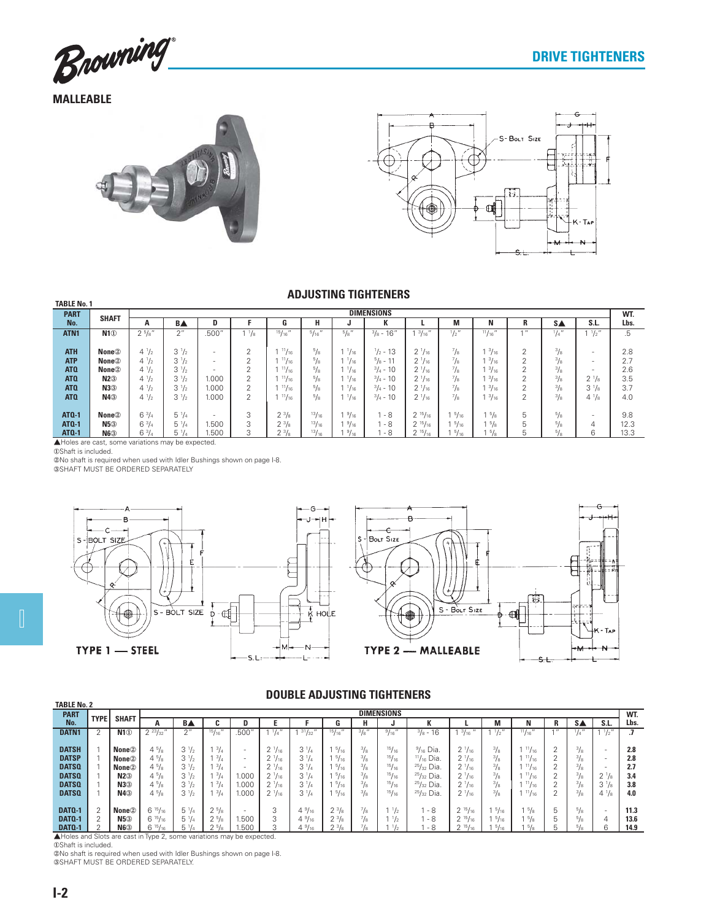# DRIVE TIGHTENERS

## MALLEABLE

## ADJUSTING TIGHTENERS

TABLE No. 1

| PART No. | SHAFT | A | B▲ | D | F | G | H | J | K | L | M | N | R | S▲ | S.L. | WT. Lbs. |
|---|---|---|---|---|---|---|---|---|---|---|---|---|---|---|---|---|
| | | DIMENSIONS | | | | | | | | | | | | | | |
| ATN1 | N1① | 2 5/8" | 2" | .500" | 1 1/8 | 15/16" | 5/16" | 5/8" | 3/8 - 16" | 1 3/16" | 1/2" | 11/16" | 1" | 1/4" | 1 1/2" | .5 |
| ATH | None② | 4 1/2 | 3 1/2 | - | 2 | 1 11/16 | 5/8 | 1 1/16 | 1/2 - 13 | 2 1/16 | 7/8 | 1 3/16 | 2 | 3/8 | - | 2.8 |
| ATP | None② | 4 1/2 | 3 1/2 | - | 2 | 1 11/16 | 5/8 | 1 1/16 | 5/8 - 11 | 2 1/16 | 7/8 | 1 3/16 | 2 | 3/8 | - | 2.7 |
| ATQ | None② | 4 1/2 | 3 1/2 | - | 2 | 1 11/16 | 5/8 | 1 1/16 | 3/4 - 10 | 2 1/16 | 7/8 | 1 3/16 | 2 | 3/8 | - | 2.6 |
| ATQ | N2③ | 4 1/2 | 3 1/2 | 1.000 | 2 | 1 11/16 | 5/8 | 1 1/16 | 3/4 - 10 | 2 1/16 | 7/8 | 1 3/16 | 2 | 3/8 | 2 1/8 | 3.5 |
| ATQ | N3③ | 4 1/2 | 3 1/2 | 1.000 | 2 | 1 11/16 | 5/8 | 1 1/16 | 3/4 - 10 | 2 1/16 | 7/8 | 1 3/16 | 2 | 3/8 | 3 1/8 | 3.7 |
| ATQ | N4③ | 4 1/2 | 3 1/2 | 1.000 | 2 | 1 11/16 | 5/8 | 1 1/16 | 3/4 - 10 | 2 1/16 | 7/8 | 1 3/16 | 2 | 3/8 | 4 1/8 | 4.0 |
| ATQ-1 | None② | 6 3/4 | 5 1/4 | - | 3 | 2 3/8 | 13/16 | 1 9/16 | 1 - 8 | 2 15/16 | 1 5/16 | 1 5/8 | 5 | 5/8 | - | 9.8 |
| ATQ-1 | N5③ | 6 3/4 | 5 1/4 | 1.500 | 3 | 2 3/8 | 13/16 | 1 9/16 | 1 - 8 | 2 15/16 | 1 5/16 | 1 5/8 | 5 | 5/8 | 4 | 12.3 |
| ATQ-1 | N6③ | 6 3/4 | 5 1/4 | 1.500 | 3 | 2 3/8 | 13/16 | 1 9/16 | 1 - 8 | 2 15/16 | 1 5/16 | 1 5/8 | 5 | 5/8 | 6 | 13.3 |

▲Holes are cast, some variations may be expected.
①Shaft is included.
②No shaft is required when used with Idler Bushings shown on page I-8.
③SHAFT MUST BE ORDERED SEPARATELY

TYPE 1 — STEEL

TYPE 2 — MALLEABLE

## DOUBLE ADJUSTING TIGHTENERS

TABLE No. 2

| PART No. | TYPE | SHAFT | A | B▲ | C | D | E | F | G | H | J | K | L | M | N | R | S▲ | S.L. | WT. Lbs. |
|---|---|---|---|---|---|---|---|---|---|---|---|---|---|---|---|---|---|---|---|
| | | | DIMENSIONS | | | | | | | | | | | | | | | | |
| DATN1 | 2 | N1① | 2 23/32" | 2" | 15/16" | .500" | 1 1/4" | 1 31/32" | 15/16" | 3/8" | 9/16" | 3/8 - 16 | 1 3/16" | 1 1/2" | 11/16" | 1" | 1/4" | 1 1/2" | .7 |
| DATSH | 1 | None② | 4 5/8 | 3 1/2 | 1 3/4 | - | 2 1/16 | 3 1/4 | 1 5/16 | 3/8 | 15/16 | 9/16 Dia. | 2 1/16 | 3/8 | 1 11/16 | 2 | 3/8 | - | 2.8 |
| DATSP | 1 | None② | 4 5/8 | 3 1/2 | 1 3/4 | - | 2 1/16 | 3 1/4 | 1 5/16 | 3/8 | 15/16 | 11/16 Dia. | 2 1/16 | 3/8 | 1 11/16 | 2 | 3/8 | - | 2.8 |
| DATSQ | 1 | None② | 4 5/8 | 3 1/2 | 1 3/4 | - | 2 1/16 | 3 1/4 | 1 5/16 | 3/8 | 15/16 | 25/32 Dia. | 2 1/16 | 3/8 | 1 11/16 | 2 | 3/8 | - | 2.7 |
| DATSQ | 1 | N2③ | 4 5/8 | 3 1/2 | 1 3/4 | 1.000 | 2 1/16 | 3 1/4 | 1 5/16 | 3/8 | 15/16 | 25/32 Dia. | 2 1/16 | 3/8 | 1 11/16 | 2 | 3/8 | 2 1/8 | 3.4 |
| DATSQ | 1 | N3③ | 4 5/8 | 3 1/2 | 1 3/4 | 1.000 | 2 1/16 | 3 1/4 | 1 5/16 | 3/8 | 15/16 | 25/32 Dia. | 2 1/16 | 3/8 | 1 11/16 | 2 | 3/8 | 3 1/8 | 3.8 |
| DATSQ | 1 | N4③ | 4 5/8 | 3 1/2 | 1 3/4 | 1.000 | 2 1/16 | 3 1/4 | 1 5/16 | 3/8 | 15/16 | 25/32 Dia. | 2 1/16 | 3/8 | 1 11/16 | 2 | 3/8 | 4 1/8 | 4.0 |
| DATQ-1 | 2 | None② | 6 15/16 | 5 1/4 | 2 5/8 | - | 3 | 4 9/16 | 2 3/8 | 7/8 | 1 1/2 | 1 - 8 | 2 15/16 | 1 5/16 | 1 5/8 | 5 | 5/8 | - | 11.3 |
| DATQ-1 | 2 | N5③ | 6 15/16 | 5 1/4 | 2 5/8 | 1.500 | 3 | 4 9/16 | 2 3/8 | 7/8 | 1 1/2 | 1 - 8 | 2 15/16 | 1 5/16 | 1 5/8 | 5 | 5/8 | 4 | 13.6 |
| DATQ-1 | 2 | N6③ | 6 15/16 | 5 1/4 | 2 5/8 | 1.500 | 3 | 4 9/16 | 2 3/8 | 7/8 | 1 1/2 | 1 - 8 | 2 15/16 | 1 5/16 | 1 5/8 | 5 | 5/8 | 6 | 14.9 |

▲Holes and Slots are cast in Type 2, some variations may be expected.
①Shaft is included.
②No shaft is required when used with Idler Bushings shown on page I-8.
③SHAFT MUST BE ORDERED SEPARATELY.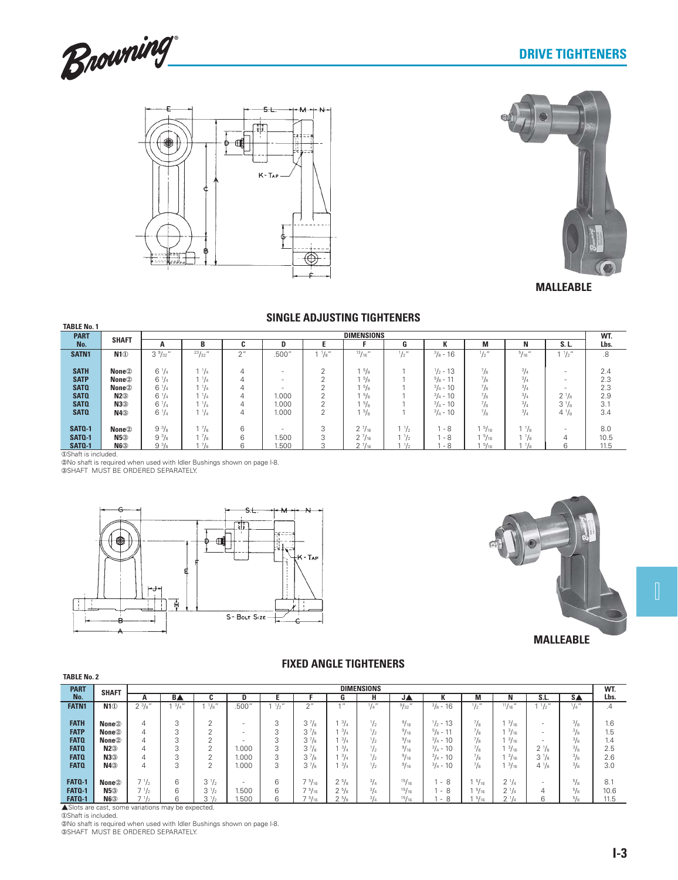## SINGLE ADJUSTING TIGHTENERS

MALLEABLE

TABLE No. 1

| PART No. | SHAFT | DIMENSIONS | | | | | | | | | | | WT. Lbs. |
|---|---|---|---|---|---|---|---|---|---|---|---|---|---|
| | | A | B | C | D | E | F | G | K | M | N | S. L. | |
| SATN1 | N1① | 3 9/32″ | 23/32″ | 2″ | .500″ | 1 1/8″ | 13/16″ | 1/2″ | 3/8 - 16 | 1/2″ | 5/16″ | 1 1/2″ | .8 |
| SATH | None② | 6 1/4 | 1 1/4 | 4 | - | 2 | 1 5/8 | 1 | 1/2 - 13 | 7/8 | 3/4 | - | 2.4 |
| SATP | None② | 6 1/4 | 1 1/4 | 4 | - | 2 | 1 5/8 | 1 | 5/8 - 11 | 7/8 | 3/4 | - | 2.3 |
| SATQ | None② | 6 1/4 | 1 1/4 | 4 | - | 2 | 1 5/8 | 1 | 3/4 - 10 | 7/8 | 3/4 | - | 2.3 |
| SATQ | N2③ | 6 1/4 | 1 1/4 | 4 | 1.000 | 2 | 1 5/8 | 1 | 3/4 - 10 | 7/8 | 3/4 | 2 1/8 | 2.9 |
| SATQ | N3③ | 6 1/4 | 1 1/4 | 4 | 1.000 | 2 | 1 5/8 | 1 | 3/4 - 10 | 7/8 | 3/4 | 3 1/8 | 3.1 |
| SATQ | N4③ | 6 1/4 | 1 1/4 | 4 | 1.000 | 2 | 1 5/8 | 1 | 3/4 - 10 | 7/8 | 3/4 | 4 1/8 | 3.4 |
| SATQ-1 | None② | 9 3/8 | 1 7/8 | 6 | - | 3 | 2 7/16 | 1 1/2 | 1 - 8 | 1 5/16 | 1 1/8 | - | 8.0 |
| SATQ-1 | N5③ | 9 3/8 | 1 7/8 | 6 | 1.500 | 3 | 2 7/16 | 1 1/2 | 1 - 8 | 1 5/16 | 1 1/8 | 4 | 10.5 |
| SATQ-1 | N6③ | 9 3/8 | 1 7/8 | 6 | 1.500 | 3 | 2 7/16 | 1 1/2 | 1 - 8 | 1 5/16 | 1 1/8 | 6 | 11.5 |

①Shaft is included.
②No shaft is required when used with Idler Bushings shown on page I-8.
③SHAFT MUST BE ORDERED SEPARATELY.

## FIXED ANGLE TIGHTENERS

MALLEABLE

TABLE No. 2

| PART No. | SHAFT | DIMENSIONS | | | | | | | | | | | | | | WT. Lbs. |
|---|---|---|---|---|---|---|---|---|---|---|---|---|---|---|---|---|
| | | A | B▲ | C | D | E | F | G | H | J▲ | K | M | N | S.L. | S▲ | |
| FATN1 | N1① | 2 3/8″ | 1 3/4″ | 1 1/8″ | .500″ | 1 1/2″ | 2″ | 1″ | 1/4″ | 9/32″ | 3/8 - 16 | 1/2″ | 11/16″ | 1 1/2″ | 1/4″ | .4 |
| FATH | None② | 4 | 3 | 2 | - | 3 | 3 7/8 | 1 3/4 | 1/2 | 9/16 | 1/2 - 13 | 7/8 | 1 3/16 | - | 3/8 | 1.6 |
| FATP | None② | 4 | 3 | 2 | - | 3 | 3 7/8 | 1 3/4 | 1/2 | 9/16 | 5/8 - 11 | 7/8 | 1 3/16 | - | 3/8 | 1.5 |
| FATQ | None② | 4 | 3 | 2 | - | 3 | 3 7/8 | 1 3/4 | 1/2 | 9/16 | 3/4 - 10 | 7/8 | 1 3/16 | - | 3/8 | 1.4 |
| FATQ | N2③ | 4 | 3 | 2 | 1.000 | 3 | 3 7/8 | 1 3/4 | 1/2 | 9/16 | 3/4 - 10 | 7/8 | 1 3/16 | 2 1/8 | 3/8 | 2.5 |
| FATQ | N3③ | 4 | 3 | 2 | 1.000 | 3 | 3 7/8 | 1 3/4 | 1/2 | 9/16 | 3/4 - 10 | 7/8 | 1 3/16 | 3 1/8 | 3/8 | 2.6 |
| FATQ | N4③ | 4 | 3 | 2 | 1.000 | 3 | 3 7/8 | 1 3/4 | 1/2 | 9/16 | 3/4 - 10 | 7/8 | 1 3/16 | 4 1/8 | 3/8 | 3.0 |
| FATQ-1 | None② | 7 1/2 | 6 | 3 1/2 | - | 6 | 7 5/16 | 2 5/8 | 3/4 | 15/16 | 1 - 8 | 1 5/16 | 2 1/4 | - | 5/8 | 8.1 |
| FATQ-1 | N5③ | 7 1/2 | 6 | 3 1/2 | 1.500 | 6 | 7 5/16 | 2 5/8 | 3/4 | 15/16 | 1 - 8 | 1 5/16 | 2 1/4 | 4 | 5/8 | 10.6 |
| FATQ-1 | N6③ | 7 1/2 | 6 | 3 1/2 | 1.500 | 6 | 7 5/16 | 2 5/8 | 3/4 | 15/16 | 1 - 8 | 1 5/16 | 2 1/4 | 6 | 5/8 | 11.5 |

▲Slots are cast, some variations may be expected.
①Shaft is included.
②No shaft is required when used with Idler Bushings shown on page I-8.
③SHAFT MUST BE ORDERED SEPARATELY.